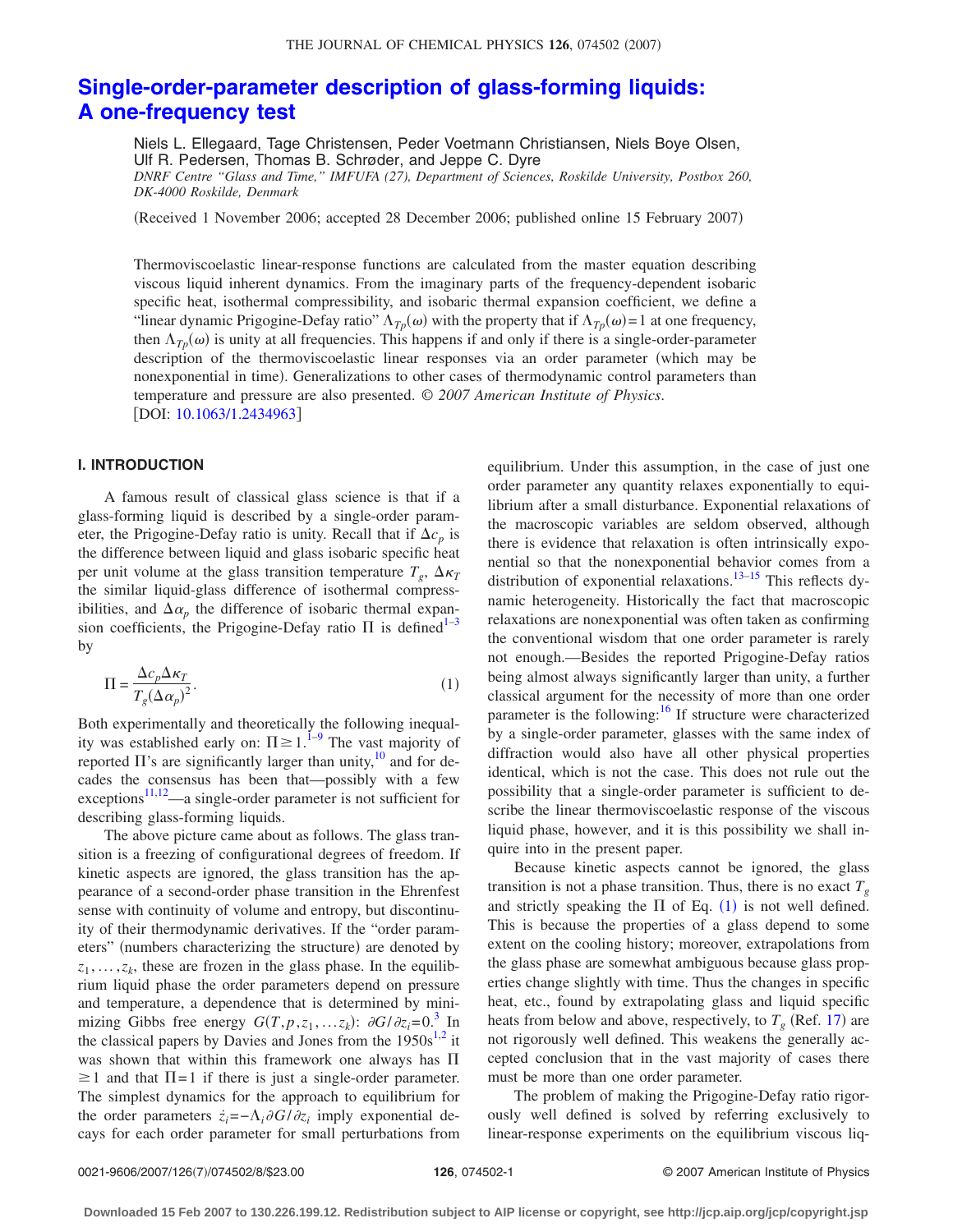# Single-order-parameter description of glass-forming liquids: A one-frequency test

Niels L. Ellegaard, Tage Christensen, Peder Voetmann Christiansen, Niels Boye Olsen, Ulf R. Pedersen, Thomas B. Schrøder, and Jeppe C. Dyre

*DNRF Centre "Glass and Time," IMFUFA (27), Department of Sciences, Roskilde University, Postbox 260, DK-4000 Roskilde, Denmark*

(Received 1 November 2006; accepted 28 December 2006; published online 15 February 2007)

Thermoviscoelastic linear-response functions are calculated from the master equation describing viscous liquid inherent dynamics. From the imaginary parts of the frequency-dependent isobaric specific heat, isothermal compressibility, and isobaric thermal expansion coefficient, we define a "linear dynamic Prigogine-Defay ratio" $\Lambda_{Tp}(\omega)$ with the property that if $\Lambda_{Tp}(\omega)=1$ at one frequency, then $\Lambda_{Tp}(\omega)$ is unity at all frequencies. This happens if and only if there is a single-order-parameter description of the thermoviscoelastic linear responses via an order parameter (which may be nonexponential in time). Generalizations to other cases of thermodynamic control parameters than temperature and pressure are also presented. *© 2007 American Institute of Physics.* [DOI: 10.1063/1.2434963]

## I. INTRODUCTION

A famous result of classical glass science is that if a glass-forming liquid is described by a single-order parameter, the Prigogine-Defay ratio is unity. Recall that if $\Delta c_p$ is the difference between liquid and glass isobaric specific heat per unit volume at the glass transition temperature $T_g$, $\Delta\kappa_T$ the similar liquid-glass difference of isothermal compressibilities, and $\Delta\alpha_p$ the difference of isobaric thermal expansion coefficients, the Prigogine-Defay ratio $\Pi$ is defined[1–3] by

$$\Pi = \frac{\Delta c_p \Delta\kappa_T}{T_g(\Delta\alpha_p)^2}. \tag{1}$$

Both experimentally and theoretically the following inequality was established early on: $\Pi \geq 1$.[1–9] The vast majority of reported $\Pi$'s are significantly larger than unity,[10] and for decades the consensus has been that—possibly with a few exceptions[11,12]—a single-order parameter is not sufficient for describing glass-forming liquids.

The above picture came about as follows. The glass transition is a freezing of configurational degrees of freedom. If kinetic aspects are ignored, the glass transition has the appearance of a second-order phase transition in the Ehrenfest sense with continuity of volume and entropy, but discontinuity of their thermodynamic derivatives. If the "order parameters" (numbers characterizing the structure) are denoted by $z_1,\ldots,z_k$, these are frozen in the glass phase. In the equilibrium liquid phase the order parameters depend on pressure and temperature, a dependence that is determined by minimizing Gibbs free energy $G(T,p,z_1,\ldots z_k)$: $\partial G/\partial z_i=0$.[3] In the classical papers by Davies and Jones from the 1950s[1,2] it was shown that within this framework one always has $\Pi \geq 1$ and that $\Pi=1$ if there is just a single-order parameter. The simplest dynamics for the approach to equilibrium for the order parameters $\dot{z}_i=-\Lambda_i\partial G/\partial z_i$ imply exponential decays for each order parameter for small perturbations from equilibrium. Under this assumption, in the case of just one order parameter any quantity relaxes exponentially to equilibrium after a small disturbance. Exponential relaxations of the macroscopic variables are seldom observed, although there is evidence that relaxation is often intrinsically exponential so that the nonexponential behavior comes from a distribution of exponential relaxations.[13–15] This reflects dynamic heterogeneity. Historically the fact that macroscopic relaxations are nonexponential was often taken as confirming the conventional wisdom that one order parameter is rarely not enough.—Besides the reported Prigogine-Defay ratios being almost always significantly larger than unity, a further classical argument for the necessity of more than one order parameter is the following:[16] If structure were characterized by a single-order parameter, glasses with the same index of diffraction would also have all other physical properties identical, which is not the case. This does not rule out the possibility that a single-order parameter is sufficient to describe the linear thermoviscoelastic response of the viscous liquid phase, however, and it is this possibility we shall inquire into in the present paper.

Because kinetic aspects cannot be ignored, the glass transition is not a phase transition. Thus, there is no exact $T_g$ and strictly speaking the $\Pi$ of Eq. (1) is not well defined. This is because the properties of a glass depend to some extent on the cooling history; moreover, extrapolations from the glass phase are somewhat ambiguous because glass properties change slightly with time. Thus the changes in specific heat, etc., found by extrapolating glass and liquid specific heats from below and above, respectively, to $T_g$ (Ref. 17) are not rigorously well defined. This weakens the generally accepted conclusion that in the vast majority of cases there must be more than one order parameter.

The problem of making the Prigogine-Defay ratio rigorously well defined is solved by referring exclusively to linear-response experiments on the equilibrium viscous liq-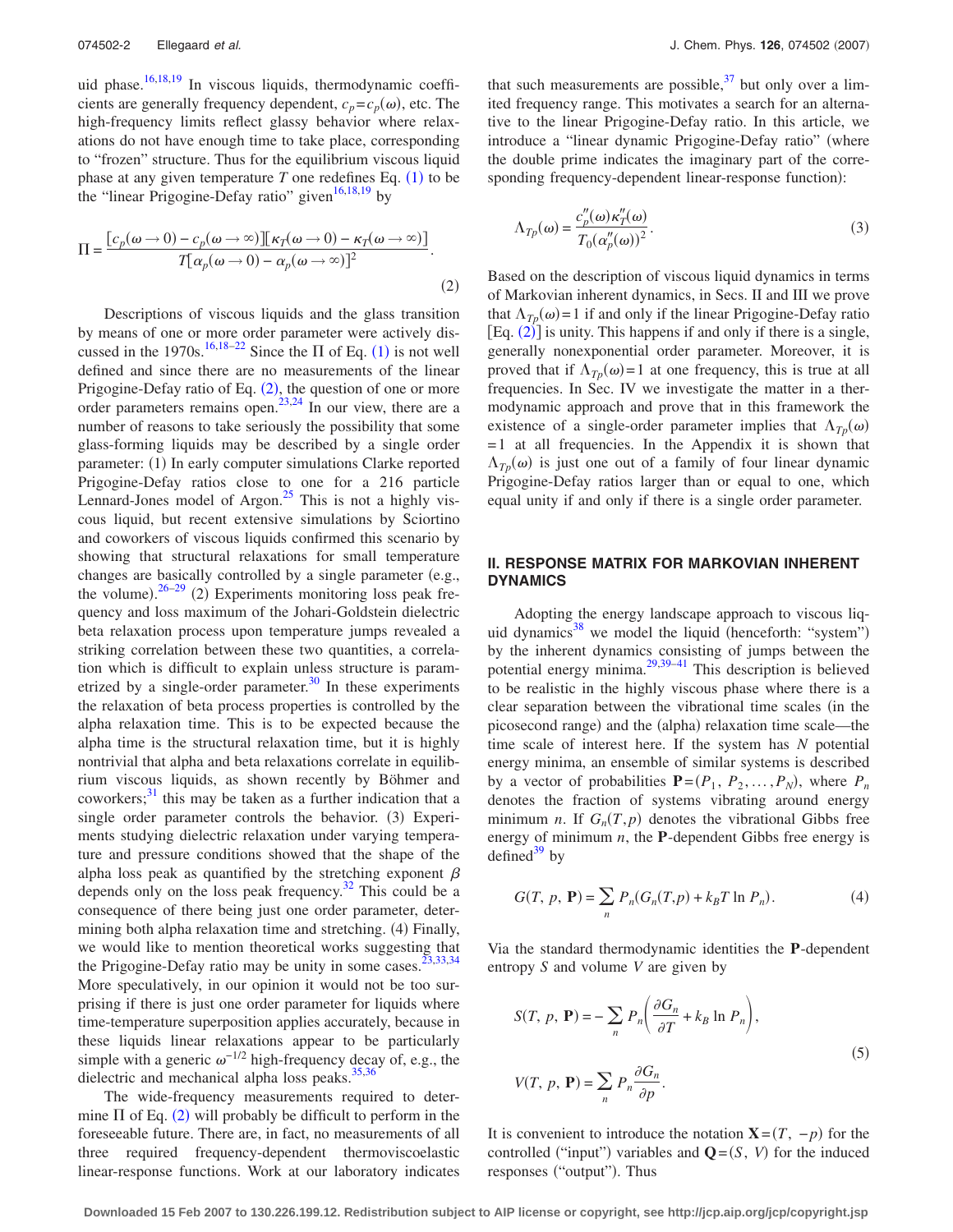uid phase.[16,18,19] In viscous liquids, thermodynamic coefficients are generally frequency dependent, $c_p = c_p(\omega)$, etc. The high-frequency limits reflect glassy behavior where relaxations do not have enough time to take place, corresponding to "frozen" structure. Thus for the equilibrium viscous liquid phase at any given temperature $T$ one redefines Eq. (1) to be the "linear Prigogine-Defay ratio" given[16,18,19] by

$$\Pi = \frac{[c_p(\omega \to 0) - c_p(\omega \to \infty)][\kappa_T(\omega \to 0) - \kappa_T(\omega \to \infty)]}{T[\alpha_p(\omega \to 0) - \alpha_p(\omega \to \infty)]^2}. \tag{2}$$

Descriptions of viscous liquids and the glass transition by means of one or more order parameter were actively discussed in the 1970s.[16,18–22] Since the $\Pi$ of Eq. (1) is not well defined and since there are no measurements of the linear Prigogine-Defay ratio of Eq. (2), the question of one or more order parameters remains open.[23,24] In our view, there are a number of reasons to take seriously the possibility that some glass-forming liquids may be described by a single order parameter: (1) In early computer simulations Clarke reported Prigogine-Defay ratios close to one for a 216 particle Lennard-Jones model of Argon.[25] This is not a highly viscous liquid, but recent extensive simulations by Sciortino and coworkers of viscous liquids confirmed this scenario by showing that structural relaxations for small temperature changes are basically controlled by a single parameter (e.g., the volume).[26–29] (2) Experiments monitoring loss peak frequency and loss maximum of the Johari-Goldstein dielectric beta relaxation process upon temperature jumps revealed a striking correlation between these two quantities, a correlation which is difficult to explain unless structure is parametrized by a single-order parameter.[30] In these experiments the relaxation of beta process properties is controlled by the alpha relaxation time. This is to be expected because the alpha time is the structural relaxation time, but it is highly nontrivial that alpha and beta relaxations correlate in equilibrium viscous liquids, as shown recently by Böhmer and coworkers;[31] this may be taken as a further indication that a single order parameter controls the behavior. (3) Experiments studying dielectric relaxation under varying temperature and pressure conditions showed that the shape of the alpha loss peak as quantified by the stretching exponent $\beta$ depends only on the loss peak frequency.[32] This could be a consequence of there being just one order parameter, determining both alpha relaxation time and stretching. (4) Finally, we would like to mention theoretical works suggesting that the Prigogine-Defay ratio may be unity in some cases.[23,33,34] More speculatively, in our opinion it would not be too surprising if there is just one order parameter for liquids where time-temperature superposition applies accurately, because in these liquids linear relaxations appear to be particularly simple with a generic $\omega^{-1/2}$ high-frequency decay of, e.g., the dielectric and mechanical alpha loss peaks.[35,36]

The wide-frequency measurements required to determine $\Pi$ of Eq. (2) will probably be difficult to perform in the foreseeable future. There are, in fact, no measurements of all three required frequency-dependent thermoviscoelastic linear-response functions. Work at our laboratory indicates that such measurements are possible,[37] but only over a limited frequency range. This motivates a search for an alternative to the linear Prigogine-Defay ratio. In this article, we introduce a "linear dynamic Prigogine-Defay ratio" (where the double prime indicates the imaginary part of the corresponding frequency-dependent linear-response function):

$$\Lambda_{Tp}(\omega) = \frac{c_p''(\omega)\kappa_T''(\omega)}{T_0(\alpha_p''(\omega))^2}. \tag{3}$$

Based on the description of viscous liquid dynamics in terms of Markovian inherent dynamics, in Secs. II and III we prove that $\Lambda_{Tp}(\omega) = 1$ if and only if the linear Prigogine-Defay ratio [Eq. (2)] is unity. This happens if and only if there is a single, generally nonexponential order parameter. Moreover, it is proved that if $\Lambda_{Tp}(\omega) = 1$ at one frequency, this is true at all frequencies. In Sec. IV we investigate the matter in a thermodynamic approach and prove that in this framework the existence of a single-order parameter implies that $\Lambda_{Tp}(\omega) = 1$ at all frequencies. In the Appendix it is shown that $\Lambda_{Tp}(\omega)$ is just one out of a family of four linear dynamic Prigogine-Defay ratios larger than or equal to one, which equal unity if and only if there is a single order parameter.

## II. RESPONSE MATRIX FOR MARKOVIAN INHERENT DYNAMICS

Adopting the energy landscape approach to viscous liquid dynamics[38] we model the liquid (henceforth: "system") by the inherent dynamics consisting of jumps between the potential energy minima.[29,39–41] This description is believed to be realistic in the highly viscous phase where there is a clear separation between the vibrational time scales (in the picosecond range) and the (alpha) relaxation time scale—the time scale of interest here. If the system has $N$ potential energy minima, an ensemble of similar systems is described by a vector of probabilities $\mathbf{P} = (P_1, P_2, \ldots, P_N)$, where $P_n$ denotes the fraction of systems vibrating around energy minimum $n$. If $G_n(T,p)$ denotes the vibrational Gibbs free energy of minimum $n$, the $\mathbf{P}$-dependent Gibbs free energy is defined[39] by

$$G(T, p, \mathbf{P}) = \sum_n P_n (G_n(T,p) + k_B T \ln P_n). \tag{4}$$

Via the standard thermodynamic identities the $\mathbf{P}$-dependent entropy $S$ and volume $V$ are given by

$$S(T, p, \mathbf{P}) = -\sum_n P_n \left( \frac{\partial G_n}{\partial T} + k_B \ln P_n \right),$$
$$V(T, p, \mathbf{P}) = \sum_n P_n \frac{\partial G_n}{\partial p}. \tag{5}$$

It is convenient to introduce the notation $\mathbf{X} = (T, -p)$ for the controlled ("input") variables and $\mathbf{Q} = (S, V)$ for the induced responses ("output"). Thus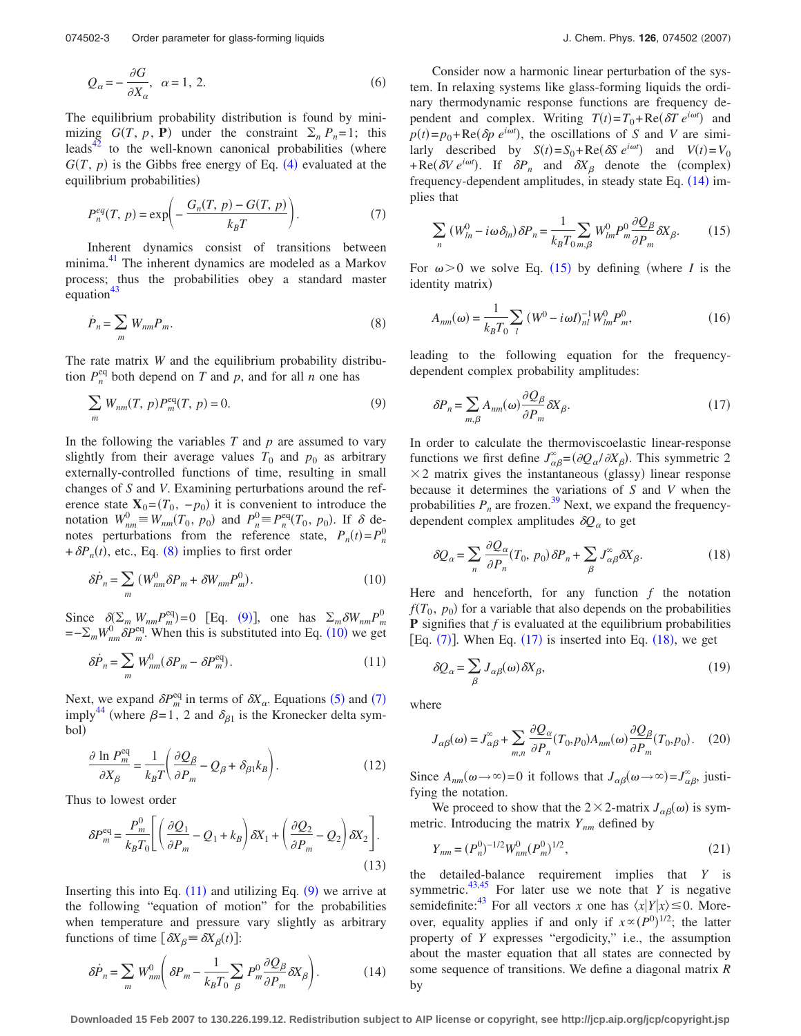$$Q_\alpha = -\frac{\partial G}{\partial X_\alpha}, \quad \alpha = 1, 2. \tag{6}$$

The equilibrium probability distribution is found by minimizing $G(T, p, \mathbf{P})$ under the constraint $\Sigma_n P_n = 1$; this leads[42] to the well-known canonical probabilities (where $G(T, p)$ is the Gibbs free energy of Eq. (4) evaluated at the equilibrium probabilities)

$$P_n^{eq}(T, p) = \exp\left(-\frac{G_n(T, p) - G(T, p)}{k_B T}\right). \tag{7}$$

Inherent dynamics consist of transitions between minima.[41] The inherent dynamics are modeled as a Markov process; thus the probabilities obey a standard master equation[43]

$$\dot{P}_n = \sum_m W_{nm} P_m. \tag{8}$$

The rate matrix $W$ and the equilibrium probability distribution $P_n^{\mathrm{eq}}$ both depend on $T$ and $p$, and for all $n$ one has

$$\sum_m W_{nm}(T, p) P_m^{\mathrm{eq}}(T, p) = 0. \tag{9}$$

In the following the variables $T$ and $p$ are assumed to vary slightly from their average values $T_0$ and $p_0$ as arbitrary externally-controlled functions of time, resulting in small changes of $S$ and $V$. Examining perturbations around the reference state, $\mathbf{X}_0 = (T_0, -p_0)$ it is convenient to introduce the notation $W_{nm}^0 \equiv W_{nm}(T_0, p_0)$ and $P_n^0 \equiv P_n^{\mathrm{eq}}(T_0, p_0)$. If $\delta$ denotes perturbations from the reference state, $P_n(t) = P_n^0 + \delta P_n(t)$, etc., Eq. (8) implies to first order

$$\delta \dot{P}_n = \sum_m \left(W_{nm}^0 \delta P_m + \delta W_{nm} P_m^0\right). \tag{10}$$

Since $\delta(\Sigma_m W_{nm} P_m^{\mathrm{eq}}) = 0$ [Eq. (9)], one has $\Sigma_m \delta W_{nm} P_m^0 = -\Sigma_m W_{nm}^0 \delta P_m^{\mathrm{eq}}$. When this is substituted into Eq. (10) we get

$$\delta \dot{P}_n = \sum_m W_{nm}^0 \left(\delta P_m - \delta P_m^{\mathrm{eq}}\right). \tag{11}$$

Next, we expand $\delta P_m^{\mathrm{eq}}$ in terms of $\delta X_\alpha$. Equations (5) and (7) imply[44] (where $\beta = 1, 2$ and $\delta_{\beta 1}$ is the Kronecker delta symbol)

$$\frac{\partial \ln P_m^{\mathrm{eq}}}{\partial X_\beta} = \frac{1}{k_B T}\left(\frac{\partial Q_\beta}{\partial P_m} - Q_\beta + \delta_{\beta 1} k_B\right). \tag{12}$$

Thus to lowest order

$$\delta P_m^{\mathrm{eq}} = \frac{P_m^0}{k_B T_0}\left[\left(\frac{\partial Q_1}{\partial P_m} - Q_1 + k_B\right)\delta X_1 + \left(\frac{\partial Q_2}{\partial P_m} - Q_2\right)\delta X_2\right]. \tag{13}$$

Inserting this into Eq. (11) and utilizing Eq. (9) we arrive at the following "equation of motion" for the probabilities when temperature and pressure vary slightly as arbitrary functions of time [$\delta X_\beta \equiv \delta X_\beta(t)$]:

$$\delta \dot{P}_n = \sum_m W_{nm}^0 \left(\delta P_m - \frac{1}{k_B T_0}\sum_\beta P_m^0 \frac{\partial Q_\beta}{\partial P_m}\delta X_\beta\right). \tag{14}$$

Consider now a harmonic linear perturbation of the system. In relaxing systems like glass-forming liquids the ordinary thermodynamic response functions are frequency dependent and complex. Writing $T(t) = T_0 + \mathrm{Re}(\delta T\, e^{i\omega t})$ and $p(t) = p_0 + \mathrm{Re}(\delta p\, e^{i\omega t})$, the oscillations of $S$ and $V$ are similarly described by $S(t) = S_0 + \mathrm{Re}(\delta S\, e^{i\omega t})$ and $V(t) = V_0 + \mathrm{Re}(\delta V\, e^{i\omega t})$. If $\delta P_n$ and $\delta X_\beta$ denote the (complex) frequency-dependent amplitudes, in steady state Eq. (14) implies that

$$\sum_n \left(W_{ln}^0 - i\omega \delta_{ln}\right)\delta P_n = \frac{1}{k_B T_0}\sum_{m,\beta} W_{lm}^0 P_m^0 \frac{\partial Q_\beta}{\partial P_m}\delta X_\beta. \tag{15}$$

For $\omega > 0$ we solve Eq. (15) by defining (where $I$ is the identity matrix)

$$A_{nm}(\omega) = \frac{1}{k_B T_0}\sum_l \left(W^0 - i\omega I\right)^{-1}_{nl} W_{lm}^0 P_m^0, \tag{16}$$

leading to the following equation for the frequency-dependent complex probability amplitudes:

$$\delta P_n = \sum_{m,\beta} A_{nm}(\omega)\frac{\partial Q_\beta}{\partial P_m}\delta X_\beta. \tag{17}$$

In order to calculate the thermoviscoelastic linear-response functions we first define $J_{\alpha\beta}^\infty = (\partial Q_\alpha / \partial X_\beta)$. This symmetric $2 \times 2$ matrix gives the instantaneous (glassy) linear response because it determines the variations of $S$ and $V$ when the probabilities $P_n$ are frozen.[39] Next, we expand the frequency-dependent complex amplitudes $\delta Q_\alpha$ to get

$$\delta Q_\alpha = \sum_n \frac{\partial Q_\alpha}{\partial P_n}(T_0, p_0)\delta P_n + \sum_\beta J_{\alpha\beta}^\infty \delta X_\beta. \tag{18}$$

Here and henceforth, for any function $f$ the notation $f(T_0, p_0)$ for a variable that also depends on the probabilities $\mathbf{P}$ signifies that $f$ is evaluated at the equilibrium probabilities [Eq. (7)]. When Eq. (17) is inserted into Eq. (18), we get

$$\delta Q_\alpha = \sum_\beta J_{\alpha\beta}(\omega)\delta X_\beta, \tag{19}$$

where

$$J_{\alpha\beta}(\omega) = J_{\alpha\beta}^\infty + \sum_{m,n}\frac{\partial Q_\alpha}{\partial P_n}(T_0, p_0) A_{nm}(\omega)\frac{\partial Q_\beta}{\partial P_m}(T_0, p_0). \tag{20}$$

Since $A_{nm}(\omega \to \infty) = 0$ it follows that $J_{\alpha\beta}(\omega \to \infty) = J_{\alpha\beta}^\infty$, justifying the notation.

We proceed to show that the $2 \times 2$-matrix $J_{\alpha\beta}(\omega)$ is symmetric. Introducing the matrix $Y_{nm}$ defined by

$$Y_{nm} = (P_n^0)^{-1/2} W_{nm}^0 (P_m^0)^{1/2}, \tag{21}$$

the detailed-balance requirement implies that $Y$ is symmetric.[43,45] For later use we note that $Y$ is negative semidefinite:[43] For all vectors $x$ one has $\langle x|Y|x\rangle \leq 0$. Moreover, equality applies if and only if $x \propto (P^0)^{1/2}$; the latter property of $Y$ expresses "ergodicity," i.e., the assumption about the master equation that all states are connected by some sequence of transitions. We define a diagonal matrix $R$ by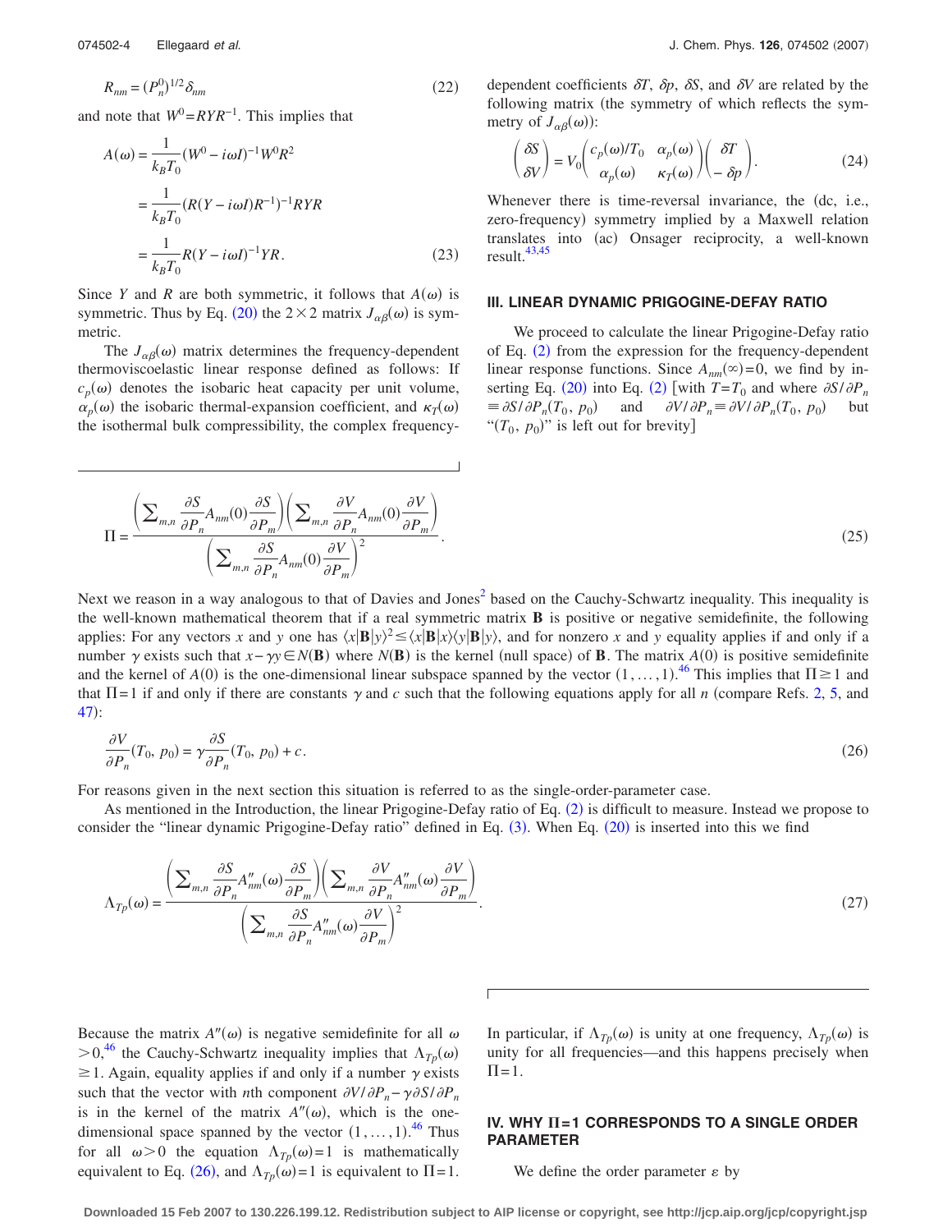$$R_{nm} = (P_n^0)^{1/2}\delta_{nm} \tag{22}$$

and note that $W^0 = RYR^{-1}$. This implies that

$$\begin{aligned} A(\omega) &= \frac{1}{k_B T_0}(W^0 - i\omega I)^{-1} W^0 R^2 \\ &= \frac{1}{k_B T_0}(R(Y - i\omega I)R^{-1})^{-1} RYR \\ &= \frac{1}{k_B T_0} R(Y - i\omega I)^{-1} YR. \end{aligned} \tag{23}$$

Since $Y$ and $R$ are both symmetric, it follows that $A(\omega)$ is symmetric. Thus by Eq. (20) the $2\times 2$ matrix $J_{\alpha\beta}(\omega)$ is symmetric.

The $J_{\alpha\beta}(\omega)$ matrix determines the frequency-dependent thermoviscoelastic linear response defined as follows: If $c_p(\omega)$ denotes the isobaric heat capacity per unit volume, $\alpha_p(\omega)$ the isobaric thermal-expansion coefficient, and $\kappa_T(\omega)$ the isothermal bulk compressibility, the complex frequency-dependent coefficients $\delta T$, $\delta p$, $\delta S$, and $\delta V$ are related by the following matrix (the symmetry of which reflects the symmetry of $J_{\alpha\beta}(\omega)$):

$$\begin{pmatrix} \delta S \\ \delta V \end{pmatrix} = V_0 \begin{pmatrix} c_p(\omega)/T_0 & \alpha_p(\omega) \\ \alpha_p(\omega) & \kappa_T(\omega) \end{pmatrix} \begin{pmatrix} \delta T \\ -\delta p \end{pmatrix}. \tag{24}$$

Whenever there is time-reversal invariance, the (dc, i.e., zero-frequency) symmetry implied by a Maxwell relation translates into (ac) Onsager reciprocity, a well-known result.[43,45]

## III. LINEAR DYNAMIC PRIGOGINE-DEFAY RATIO

We proceed to calculate the linear Prigogine-Defay ratio of Eq. (2) from the expression for the frequency-dependent linear response functions. Since $A_{nm}(\infty)=0$, we find by inserting Eq. (20) into Eq. (2) [with $T=T_0$ and where $\partial S/\partial P_n \equiv \partial S/\partial P_n(T_0, p_0)$ and $\partial V/\partial P_n \equiv \partial V/\partial P_n(T_0,p_0)$ but "$(T_0, p_0)$" is left out for brevity]

$$\Pi = \frac{\left(\sum_{m,n} \frac{\partial S}{\partial P_n} A_{nm}(0) \frac{\partial S}{\partial P_m}\right)\left(\sum_{m,n} \frac{\partial V}{\partial P_n} A_{nm}(0) \frac{\partial V}{\partial P_m}\right)}{\left(\sum_{m,n} \frac{\partial S}{\partial P_n} A_{nm}(0) \frac{\partial V}{\partial P_m}\right)^2}. \tag{25}$$

Next we reason in a way analogous to that of Davies and Jones[2] based on the Cauchy-Schwartz inequality. This inequality is the well-known mathematical theorem that if a real symmetric matrix $\mathbf{B}$ is positive or negative semidefinite, the following applies: For any vectors $x$ and $y$ one has $\langle x|\mathbf{B}|y\rangle^2 \le \langle x|\mathbf{B}|x\rangle\langle y|\mathbf{B}|y\rangle$, and for nonzero $x$ and $y$ equality applies if and only if a number $\gamma$ exists such that $x-\gamma y \in N(\mathbf{B})$ where $N(\mathbf{B})$ is the kernel (null space) of $\mathbf{B}$. The matrix $A(0)$ is positive semidefinite and the kernel of $A(0)$ is the one-dimensional linear subspace spanned by the vector $(1,\ldots,1)$.[46] This implies that $\Pi \ge 1$ and that $\Pi = 1$ if and only if there are constants $\gamma$ and $c$ such that the following equations apply for all $n$ (compare Refs. 2, 5, and 47):

$$\frac{\partial V}{\partial P_n}(T_0, p_0) = \gamma \frac{\partial S}{\partial P_n}(T_0, p_0) + c. \tag{26}$$

For reasons given in the next section this situation is referred to as the single-order-parameter case.

As mentioned in the Introduction, the linear Prigogine-Defay ratio of Eq. (2) is difficult to measure. Instead we propose to consider the "linear dynamic Prigogine-Defay ratio" defined in Eq. (3). When Eq. (20) is inserted into this we find

$$\Lambda_{Tp}(\omega) = \frac{\left(\sum_{m,n} \frac{\partial S}{\partial P_n} A''_{nm}(\omega) \frac{\partial S}{\partial P_m}\right)\left(\sum_{m,n} \frac{\partial V}{\partial P_n} A''_{nm}(\omega) \frac{\partial V}{\partial P_m}\right)}{\left(\sum_{m,n} \frac{\partial S}{\partial P_n} A''_{nm}(\omega) \frac{\partial V}{\partial P_m}\right)^2}. \tag{27}$$

Because the matrix $A''(\omega)$ is negative semidefinite for all $\omega > 0$,[46] the Cauchy-Schwartz inequality implies that $\Lambda_{Tp}(\omega) \ge 1$. Again, equality applies if and only if a number $\gamma$ exists such that the vector with $n$th component $\partial V/\partial P_n - \gamma \partial S/\partial P_n$ is in the kernel of the matrix $A''(\omega)$, which is the one-dimensional space spanned by the vector $(1,\ldots,1)$.[46] Thus for all $\omega > 0$ the equation $\Lambda_{Tp}(\omega) = 1$ is mathematically equivalent to Eq. (26), and $\Lambda_{Tp}(\omega)=1$ is equivalent to $\Pi = 1$. In particular, if $\Lambda_{Tp}(\omega)$ is unity at one frequency, $\Lambda_{Tp}(\omega)$ is unity for all frequencies—and this happens precisely when $\Pi = 1$.

## IV. WHY $\Pi=1$ CORRESPONDS TO A SINGLE ORDER PARAMETER

We define the order parameter $\varepsilon$ by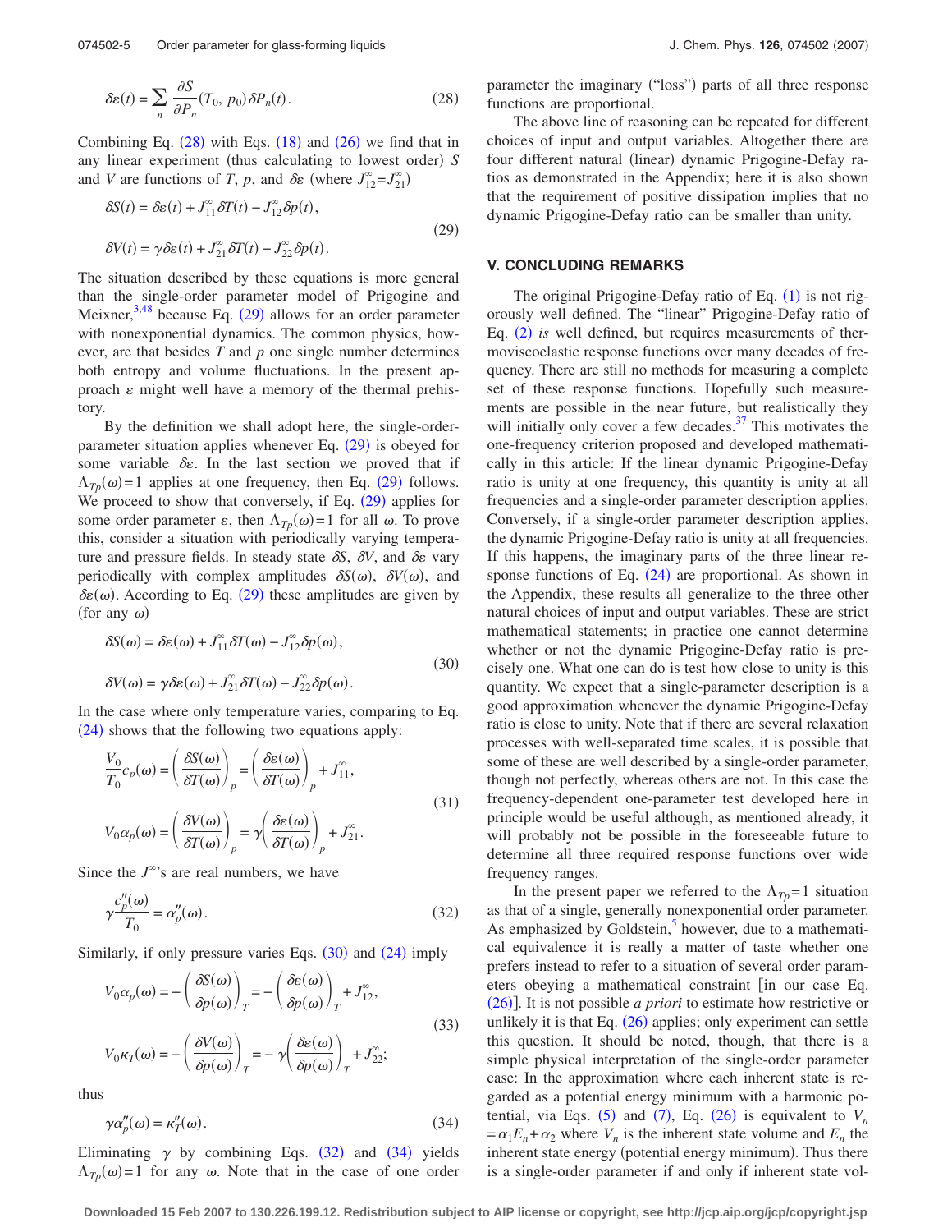$$\delta\varepsilon(t) = \sum_n \frac{\partial S}{\partial P_n}(T_0, p_0)\,\delta P_n(t). \tag{28}$$

Combining Eq. (28) with Eqs. (18) and (26) we find that in any linear experiment (thus calculating to lowest order) $S$ and $V$ are functions of $T$, $p$, and $\delta\varepsilon$ (where $J_{12}^{\infty}=J_{21}^{\infty}$)

$$\begin{aligned}
\delta S(t) &= \delta\varepsilon(t) + J_{11}^{\infty}\delta T(t) - J_{12}^{\infty}\delta p(t),\\
\delta V(t) &= \gamma\delta\varepsilon(t) + J_{21}^{\infty}\delta T(t) - J_{22}^{\infty}\delta p(t).
\end{aligned} \tag{29}$$

The situation described by these equations is more general than the single-order parameter model of Prigogine and Meixner,[3,48] because Eq. (29) allows for an order parameter with nonexponential dynamics. The common physics, however, are that besides $T$ and $p$ one single number determines both entropy and volume fluctuations. In the present approach $\varepsilon$ might well have a memory of the thermal prehistory.

By the definition we shall adopt here, the single-order-parameter situation applies whenever Eq. (29) is obeyed for some variable $\delta\varepsilon$. In the last section we proved that if $\Lambda_{Tp}(\omega)=1$ applies at one frequency, then Eq. (29) follows. We proceed to show that conversely, if Eq. (29) applies for some order parameter $\varepsilon$, then $\Lambda_{Tp}(\omega)=1$ for all $\omega$. To prove this, consider a situation with periodically varying temperature and pressure fields. In steady state $\delta S$, $\delta V$, and $\delta\varepsilon$ vary periodically with complex amplitudes $\delta S(\omega)$, $\delta V(\omega)$, and $\delta\varepsilon(\omega)$. According to Eq. (29) these amplitudes are given by (for any $\omega$)

$$\begin{aligned}
\delta S(\omega) &= \delta\varepsilon(\omega) + J_{11}^{\infty}\delta T(\omega) - J_{12}^{\infty}\delta p(\omega),\\
\delta V(\omega) &= \gamma\delta\varepsilon(\omega) + J_{21}^{\infty}\delta T(\omega) - J_{22}^{\infty}\delta p(\omega).
\end{aligned} \tag{30}$$

In the case where only temperature varies, comparing to Eq. (24) shows that the following two equations apply:

$$\begin{aligned}
\frac{V_0}{T_0}c_p(\omega) &= \left(\frac{\delta S(\omega)}{\delta T(\omega)}\right)_p = \left(\frac{\delta\varepsilon(\omega)}{\delta T(\omega)}\right)_p + J_{11}^{\infty},\\
V_0\alpha_p(\omega) &= \left(\frac{\delta V(\omega)}{\delta T(\omega)}\right)_p = \gamma\left(\frac{\delta\varepsilon(\omega)}{\delta T(\omega)}\right)_p + J_{21}^{\infty}.
\end{aligned} \tag{31}$$

Since the $J^{\infty}$'s are real numbers, we have

$$\gamma\frac{c_p''(\omega)}{T_0} = \alpha_p''(\omega). \tag{32}$$

Similarly, if only pressure varies Eqs. (30) and (24) imply

$$\begin{aligned}
V_0\alpha_p(\omega) &= -\left(\frac{\delta S(\omega)}{\delta p(\omega)}\right)_T = -\left(\frac{\delta\varepsilon(\omega)}{\delta p(\omega)}\right)_T + J_{12}^{\infty},\\
V_0\kappa_T(\omega) &= -\left(\frac{\delta V(\omega)}{\delta p(\omega)}\right)_T = -\gamma\left(\frac{\delta\varepsilon(\omega)}{\delta p(\omega)}\right)_T + J_{22}^{\infty};
\end{aligned} \tag{33}$$

thus

$$\gamma\alpha_p''(\omega) = \kappa_T''(\omega). \tag{34}$$

Eliminating $\gamma$ by combining Eqs. (32) and (34) yields $\Lambda_{Tp}(\omega)=1$ for any $\omega$. Note that in the case of one order parameter the imaginary ("loss") parts of all three response functions are proportional.

The above line of reasoning can be repeated for different choices of input and output variables. Altogether there are four different natural (linear) dynamic Prigogine-Defay ratios as demonstrated in the Appendix; here it is also shown that the requirement of positive dissipation implies that no dynamic Prigogine-Defay ratio can be smaller than unity.

## V. CONCLUDING REMARKS

The original Prigogine-Defay ratio of Eq. (1) is not rigorously well defined. The "linear" Prigogine-Defay ratio of Eq. (2) *is* well defined, but requires measurements of thermoviscoelastic response functions over many decades of frequency. There are still no methods for measuring a complete set of these response functions. Hopefully such measurements are possible in the near future, but realistically they will initially only cover a few decades.[37] This motivates the one-frequency criterion proposed and developed mathematically in this article: If the linear dynamic Prigogine-Defay ratio is unity at one frequency, this quantity is unity at all frequencies and a single-order parameter description applies. Conversely, if a single-order parameter description applies, the dynamic Prigogine-Defay ratio is unity at all frequencies. If this happens, the imaginary parts of the three linear response functions of Eq. (24) are proportional. As shown in the Appendix, these results all generalize to the three other natural choices of input and output variables. These are strict mathematical statements; in practice one cannot determine whether or not the dynamic Prigogine-Defay ratio is precisely one. What one can do is test how close to unity is this quantity. We expect that a single-parameter description is a good approximation whenever the dynamic Prigogine-Defay ratio is close to unity. Note that if there are several relaxation processes with well-separated time scales, it is possible that some of these are well described by a single-order parameter, though not perfectly, whereas others are not. In this case the frequency-dependent one-parameter test developed here in principle would be useful although, as mentioned already, it will probably not be possible in the foreseeable future to determine all three required response functions over wide frequency ranges.

In the present paper we referred to the $\Lambda_{Tp}=1$ situation as that of a single, generally nonexponential order parameter. As emphasized by Goldstein,[5] however, due to a mathematical equivalence it is really a matter of taste whether one prefers instead to refer to a situation of several order parameters obeying a mathematical constraint [in our case Eq. (26)]. It is not possible *a priori* to estimate how restrictive or unlikely it is that Eq. (26) applies; only experiment can settle this question. It should be noted, though, that there is a simple physical interpretation of the single-order parameter case: In the approximation where each inherent state is regarded as a potential energy minimum with a harmonic potential, via Eqs. (5) and (7), Eq. (26) is equivalent to $V_n=\alpha_1 E_n+\alpha_2$ where $V_n$ is the inherent state volume and $E_n$ the inherent state energy (potential energy minimum). Thus there is a single-order parameter if and only if inherent state vol-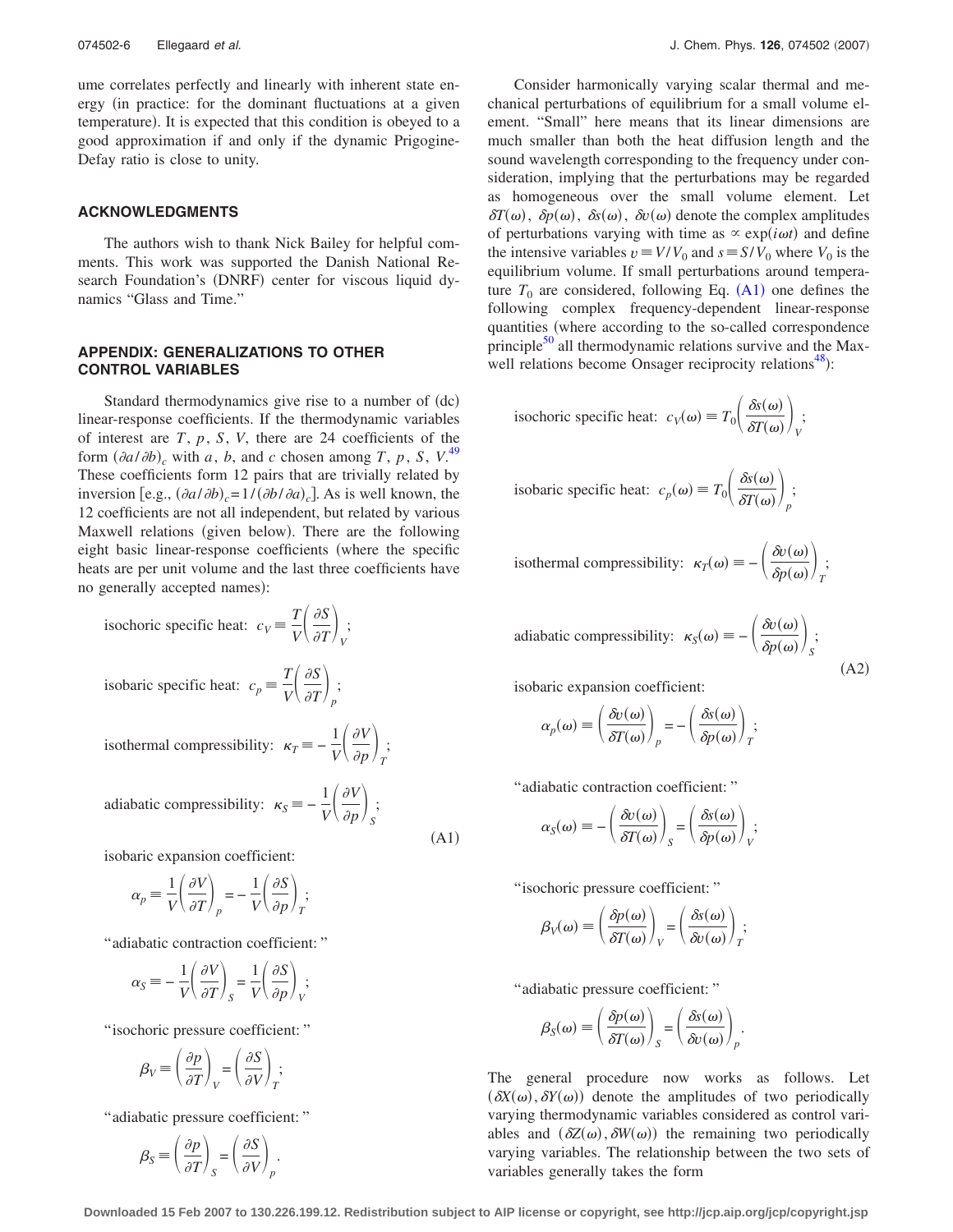ume correlates perfectly and linearly with inherent state energy (in practice: for the dominant fluctuations at a given temperature). It is expected that this condition is obeyed to a good approximation if and only if the dynamic Prigogine-Defay ratio is close to unity.

## ACKNOWLEDGMENTS

The authors wish to thank Nick Bailey for helpful comments. This work was supported the Danish National Research Foundation's (DNRF) center for viscous liquid dynamics "Glass and Time."

## APPENDIX: GENERALIZATIONS TO OTHER CONTROL VARIABLES

Standard thermodynamics give rise to a number of (dc) linear-response coefficients. If the thermodynamic variables of interest are $T$, $p$, $S$, $V$, there are 24 coefficients of the form $(\partial a/\partial b)_c$ with $a$, $b$, and $c$ chosen among $T$, $p$, $S$, $V$.[49] These coefficients form 12 pairs that are trivially related by inversion [e.g., $(\partial a/\partial b)_c = 1/(\partial b/\partial a)_c$]. As is well known, the 12 coefficients are not all independent, but related by various Maxwell relations (given below). There are the following eight basic linear-response coefficients (where the specific heats are per unit volume and the last three coefficients have no generally accepted names):

$$\text{isochoric specific heat: } c_V \equiv \frac{T}{V}\left(\frac{\partial S}{\partial T}\right)_V;$$

$$\text{isobaric specific heat: } c_p \equiv \frac{T}{V}\left(\frac{\partial S}{\partial T}\right)_p;$$

$$\text{isothermal compressibility: } \kappa_T \equiv -\frac{1}{V}\left(\frac{\partial V}{\partial p}\right)_T;$$

$$\text{adiabatic compressibility: } \kappa_S \equiv -\frac{1}{V}\left(\frac{\partial V}{\partial p}\right)_S; \tag{A1}$$

isobaric expansion coefficient:

$$\alpha_p \equiv \frac{1}{V}\left(\frac{\partial V}{\partial T}\right)_p = -\frac{1}{V}\left(\frac{\partial S}{\partial p}\right)_T;$$

"adiabatic contraction coefficient:"

$$\alpha_S \equiv -\frac{1}{V}\left(\frac{\partial V}{\partial T}\right)_S = \frac{1}{V}\left(\frac{\partial S}{\partial p}\right)_V;$$

"isochoric pressure coefficient:"

$$\beta_V \equiv \left(\frac{\partial p}{\partial T}\right)_V = \left(\frac{\partial S}{\partial V}\right)_T;$$

"adiabatic pressure coefficient:"

$$\beta_S \equiv \left(\frac{\partial p}{\partial T}\right)_S = \left(\frac{\partial S}{\partial V}\right)_p.$$

Consider harmonically varying scalar thermal and mechanical perturbations of equilibrium for a small volume element. "Small" here means that its linear dimensions are much smaller than both the heat diffusion length and the sound wavelength corresponding to the frequency under consideration, implying that the perturbations may be regarded as homogeneous over the small volume element. Let $\delta T(\omega)$, $\delta p(\omega)$, $\delta s(\omega)$, $\delta v(\omega)$ denote the complex amplitudes of perturbations varying with time as $\propto \exp(i\omega t)$ and define the intensive variables $v \equiv V/V_0$ and $s \equiv S/V_0$ where $V_0$ is the equilibrium volume. If small perturbations around temperature $T_0$ are considered, following Eq. (A1) one defines the following complex frequency-dependent linear-response quantities (where according to the so-called correspondence principle[50] all thermodynamic relations survive and the Maxwell relations become Onsager reciprocity relations[48]):

$$\text{isochoric specific heat: } c_V(\omega) \equiv T_0\left(\frac{\delta s(\omega)}{\delta T(\omega)}\right)_V;$$

$$\text{isobaric specific heat: } c_p(\omega) \equiv T_0\left(\frac{\delta s(\omega)}{\delta T(\omega)}\right)_p;$$

$$\text{isothermal compressibility: } \kappa_T(\omega) \equiv -\left(\frac{\delta v(\omega)}{\delta p(\omega)}\right)_T;$$

$$\text{adiabatic compressibility: } \kappa_S(\omega) \equiv -\left(\frac{\delta v(\omega)}{\delta p(\omega)}\right)_S; \tag{A2}$$

isobaric expansion coefficient:

$$\alpha_p(\omega) \equiv \left(\frac{\delta v(\omega)}{\delta T(\omega)}\right)_p = -\left(\frac{\delta s(\omega)}{\delta p(\omega)}\right)_T;$$

"adiabatic contraction coefficient:"

$$\alpha_S(\omega) \equiv -\left(\frac{\delta v(\omega)}{\delta T(\omega)}\right)_S = \left(\frac{\delta s(\omega)}{\delta p(\omega)}\right)_V;$$

"isochoric pressure coefficient:"

$$\beta_V(\omega) \equiv \left(\frac{\delta p(\omega)}{\delta T(\omega)}\right)_V = \left(\frac{\delta s(\omega)}{\delta v(\omega)}\right)_T;$$

"adiabatic pressure coefficient:"

$$\beta_S(\omega) \equiv \left(\frac{\delta p(\omega)}{\delta T(\omega)}\right)_S = \left(\frac{\delta s(\omega)}{\delta v(\omega)}\right)_p.$$

The general procedure now works as follows. Let $(\delta X(\omega), \delta Y(\omega))$ denote the amplitudes of two periodically varying thermodynamic variables considered as control variables and $(\delta Z(\omega), \delta W(\omega))$ the remaining two periodically varying variables. The relationship between the two sets of variables generally takes the form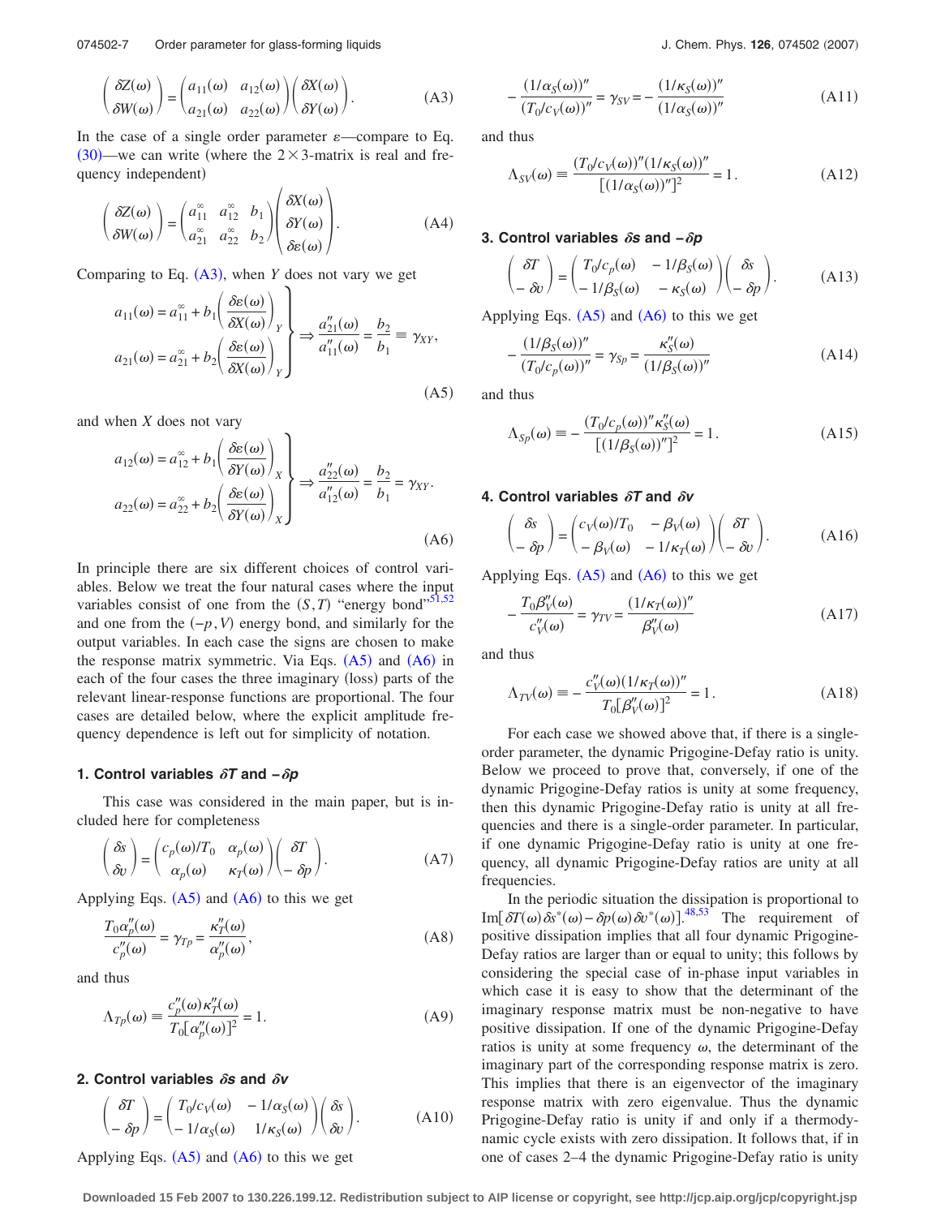$$\begin{pmatrix} \delta Z(\omega) \\ \delta W(\omega) \end{pmatrix} = \begin{pmatrix} a_{11}(\omega) & a_{12}(\omega) \\ a_{21}(\omega) & a_{22}(\omega) \end{pmatrix} \begin{pmatrix} \delta X(\omega) \\ \delta Y(\omega) \end{pmatrix}. \tag{A3}$$

In the case of a single order parameter $\varepsilon$—compare to Eq. (30)—we can write (where the $2\times 3$-matrix is real and frequency independent)

$$\begin{pmatrix} \delta Z(\omega) \\ \delta W(\omega) \end{pmatrix} = \begin{pmatrix} a_{11}^{\infty} & a_{12}^{\infty} & b_1 \\ a_{21}^{\infty} & a_{22}^{\infty} & b_2 \end{pmatrix} \begin{pmatrix} \delta X(\omega) \\ \delta Y(\omega) \\ \delta \varepsilon(\omega) \end{pmatrix}. \tag{A4}$$

Comparing to Eq. (A3), when $Y$ does not vary we get

$$\left.\begin{aligned} a_{11}(\omega) &= a_{11}^{\infty} + b_1\left(\frac{\delta\varepsilon(\omega)}{\delta X(\omega)}\right)_Y \\ a_{21}(\omega) &= a_{21}^{\infty} + b_2\left(\frac{\delta\varepsilon(\omega)}{\delta X(\omega)}\right)_Y \end{aligned}\right\} \Rightarrow \frac{a_{21}''(\omega)}{a_{11}''(\omega)} = \frac{b_2}{b_1} \equiv \gamma_{XY}, \tag{A5}$$

and when $X$ does not vary

$$\left.\begin{aligned} a_{12}(\omega) &= a_{12}^{\infty} + b_1\left(\frac{\delta\varepsilon(\omega)}{\delta Y(\omega)}\right)_X \\ a_{22}(\omega) &= a_{22}^{\infty} + b_2\left(\frac{\delta\varepsilon(\omega)}{\delta Y(\omega)}\right)_X \end{aligned}\right\} \Rightarrow \frac{a_{22}''(\omega)}{a_{12}''(\omega)} = \frac{b_2}{b_1} = \gamma_{XY}. \tag{A6}$$

In principle there are six different choices of control variables. Below we treat the four natural cases where the input variables consist of one from the $(S,T)$ "energy bond"[51,52] and one from the $(-p,V)$ energy bond, and similarly for the output variables. In each case the signs are chosen to make the response matrix symmetric. Via Eqs. (A5) and (A6) in each of the four cases the three imaginary (loss) parts of the relevant linear-response functions are proportional. The four cases are detailed below, where the explicit amplitude frequency dependence is left out for simplicity of notation.

### 1. Control variables $\delta T$ and $-\delta p$

This case was considered in the main paper, but is included here for completeness

$$\begin{pmatrix} \delta s \\ \delta v \end{pmatrix} = \begin{pmatrix} c_p(\omega)/T_0 & \alpha_p(\omega) \\ \alpha_p(\omega) & \kappa_T(\omega) \end{pmatrix} \begin{pmatrix} \delta T \\ -\delta p \end{pmatrix}. \tag{A7}$$

Applying Eqs. (A5) and (A6) to this we get

$$\frac{T_0\alpha_p''(\omega)}{c_p''(\omega)} = \gamma_{Tp} = \frac{\kappa_T''(\omega)}{\alpha_p''(\omega)}, \tag{A8}$$

and thus

$$\Lambda_{Tp}(\omega) \equiv \frac{c_p''(\omega)\kappa_T''(\omega)}{T_0[\alpha_p''(\omega)]^2} = 1. \tag{A9}$$

### 2. Control variables $\delta s$ and $\delta v$

$$\begin{pmatrix} \delta T \\ -\delta p \end{pmatrix} = \begin{pmatrix} T_0/c_V(\omega) & -1/\alpha_S(\omega) \\ -1/\alpha_S(\omega) & 1/\kappa_S(\omega) \end{pmatrix} \begin{pmatrix} \delta s \\ \delta v \end{pmatrix}. \tag{A10}$$

Applying Eqs. (A5) and (A6) to this we get

$$-\frac{(1/\alpha_S(\omega))''}{(T_0/c_V(\omega))''} = \gamma_{SV} = -\frac{(1/\kappa_S(\omega))''}{(1/\alpha_S(\omega))''} \tag{A11}$$

and thus

$$\Lambda_{SV}(\omega) \equiv \frac{(T_0/c_V(\omega))''(1/\kappa_S(\omega))''}{[(1/\alpha_S(\omega))'']^2} = 1. \tag{A12}$$

### 3. Control variables $\delta s$ and $-\delta p$

$$\begin{pmatrix} \delta T \\ -\delta v \end{pmatrix} = \begin{pmatrix} T_0/c_p(\omega) & -1/\beta_S(\omega) \\ -1/\beta_S(\omega) & -\kappa_S(\omega) \end{pmatrix} \begin{pmatrix} \delta s \\ -\delta p \end{pmatrix}. \tag{A13}$$

Applying Eqs. (A5) and (A6) to this we get

$$-\frac{(1/\beta_S(\omega))''}{(T_0/c_p(\omega))''} = \gamma_{Sp} = \frac{\kappa_S''(\omega)}{(1/\beta_S(\omega))''} \tag{A14}$$

and thus

$$\Lambda_{Sp}(\omega) \equiv -\frac{(T_0/c_p(\omega))''\kappa_S''(\omega)}{[(1/\beta_S(\omega))'']^2} = 1. \tag{A15}$$

### 4. Control variables $\delta T$ and $\delta v$

$$\begin{pmatrix} \delta s \\ -\delta p \end{pmatrix} = \begin{pmatrix} c_V(\omega)/T_0 & -\beta_V(\omega) \\ -\beta_V(\omega) & -1/\kappa_T(\omega) \end{pmatrix} \begin{pmatrix} \delta T \\ -\delta v \end{pmatrix}. \tag{A16}$$

Applying Eqs. (A5) and (A6) to this we get

$$-\frac{T_0\beta_V''(\omega)}{c_V''(\omega)} = \gamma_{TV} = \frac{(1/\kappa_T(\omega))''}{\beta_V''(\omega)} \tag{A17}$$

and thus

$$\Lambda_{TV}(\omega) \equiv -\frac{c_V''(\omega)(1/\kappa_T(\omega))''}{T_0[\beta_V''(\omega)]^2} = 1. \tag{A18}$$

For each case we showed above that, if there is a single-order parameter, the dynamic Prigogine-Defay ratio is unity. Below we proceed to prove that, conversely, if one of the dynamic Prigogine-Defay ratios is unity at some frequency, then this dynamic Prigogine-Defay ratio is unity at all frequencies and there is a single-order parameter. In particular, if one dynamic Prigogine-Defay ratio is unity at one frequency, all dynamic Prigogine-Defay ratios are unity at all frequencies.

In the periodic situation the dissipation is proportional to $\mathrm{Im}[\delta T(\omega)\delta s^*(\omega) - \delta p(\omega)\delta v^*(\omega)]$.[48,53] The requirement of positive dissipation implies that all four dynamic Prigogine-Defay ratios are larger than or equal to unity; this follows by considering the special case of in-phase input variables in which case it is easy to show that the determinant of the imaginary response matrix must be non-negative to have positive dissipation. If one of the dynamic Prigogine-Defay ratios is unity at some frequency $\omega$, the determinant of the imaginary part of the corresponding response matrix is zero. This implies that there is an eigenvector of the imaginary response matrix with zero eigenvalue. Thus the dynamic Prigogine-Defay ratio is unity if and only if a thermodynamic cycle exists with zero dissipation. It follows that, if in one of cases 2–4 the dynamic Prigogine-Defay ratio is unity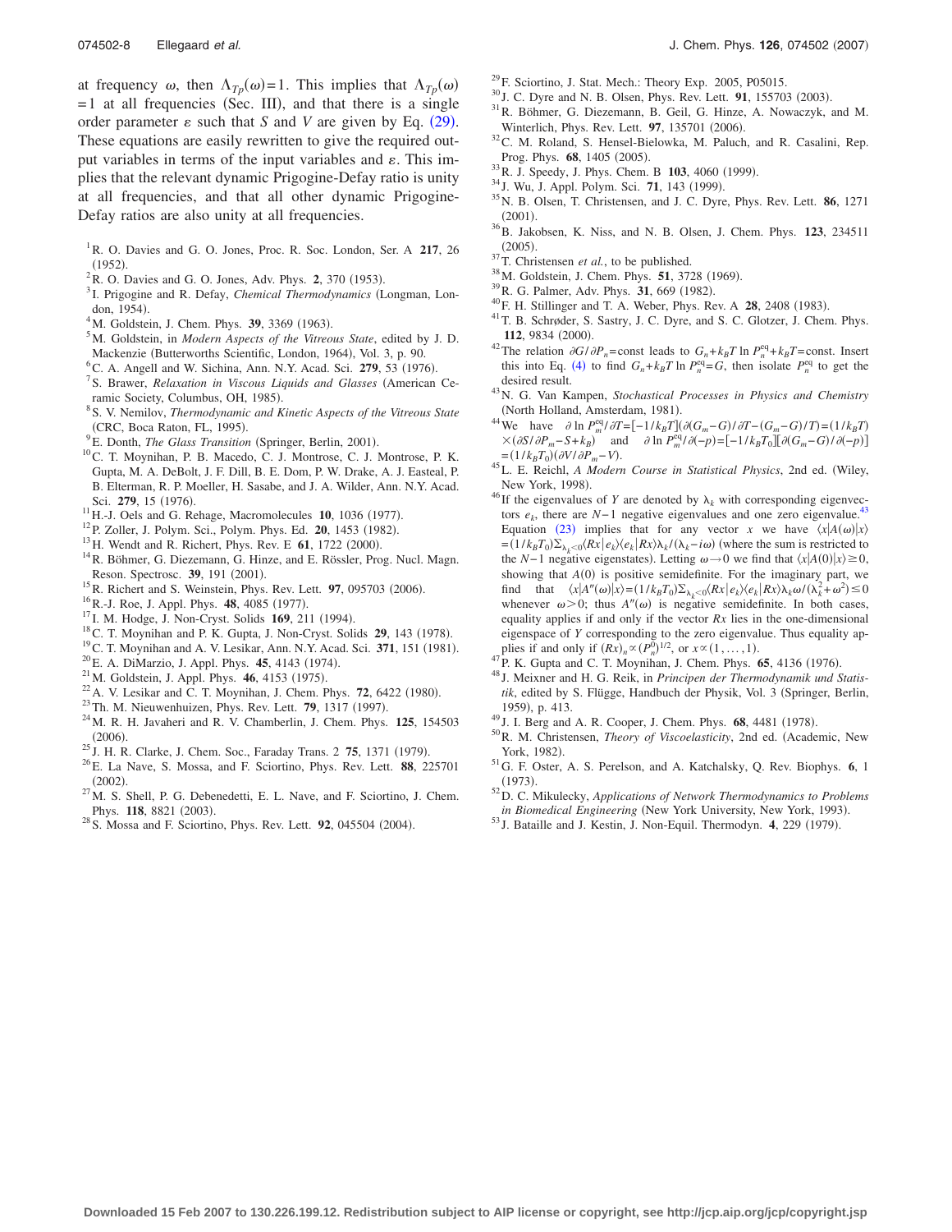at frequency $\omega$, then $\Lambda_{Tp}(\omega)=1$. This implies that $\Lambda_{Tp}(\omega)=1$ at all frequencies (Sec. III), and that there is a single order parameter $\varepsilon$ such that $S$ and $V$ are given by Eq. (29). These equations are easily rewritten to give the required output variables in terms of the input variables and $\varepsilon$. This implies that the relevant dynamic Prigogine-Defay ratio is unity at all frequencies, and that all other dynamic Prigogine-Defay ratios are also unity at all frequencies.

[1] R. O. Davies and G. O. Jones, Proc. R. Soc. London, Ser. A **217**, 26 (1952).
[2] R. O. Davies and G. O. Jones, Adv. Phys. **2**, 370 (1953).
[3] I. Prigogine and R. Defay, *Chemical Thermodynamics* (Longman, London, 1954).
[4] M. Goldstein, J. Chem. Phys. **39**, 3369 (1963).
[5] M. Goldstein, in *Modern Aspects of the Vitreous State*, edited by J. D. Mackenzie (Butterworths Scientific, London, 1964), Vol. 3, p. 90.
[6] C. A. Angell and W. Sichina, Ann. N.Y. Acad. Sci. **279**, 53 (1976).
[7] S. Brawer, *Relaxation in Viscous Liquids and Glasses* (American Ceramic Society, Columbus, OH, 1985).
[8] S. V. Nemilov, *Thermodynamic and Kinetic Aspects of the Vitreous State* (CRC, Boca Raton, FL, 1995).
[9] E. Donth, *The Glass Transition* (Springer, Berlin, 2001).
[10] C. T. Moynihan, P. B. Macedo, C. J. Montrose, C. J. Montrose, P. K. Gupta, M. A. DeBolt, J. F. Dill, B. E. Dom, P. W. Drake, A. J. Easteal, P. B. Elterman, R. P. Moeller, H. Sasabe, and J. A. Wilder, Ann. N.Y. Acad. Sci. **279**, 15 (1976).
[11] H.-J. Oels and G. Rehage, Macromolecules **10**, 1036 (1977).
[12] P. Zoller, J. Polym. Sci., Polym. Phys. Ed. **20**, 1453 (1982).
[13] H. Wendt and R. Richert, Phys. Rev. E **61**, 1722 (2000).
[14] R. Böhmer, G. Diezemann, G. Hinze, and E. Rössler, Prog. Nucl. Magn. Reson. Spectrosc. **39**, 191 (2001).
[15] R. Richert and S. Weinstein, Phys. Rev. Lett. **97**, 095703 (2006).
[16] R.-J. Roe, J. Appl. Phys. **48**, 4085 (1977).
[17] I. M. Hodge, J. Non-Cryst. Solids **169**, 211 (1994).
[18] C. T. Moynihan and P. K. Gupta, J. Non-Cryst. Solids **29**, 143 (1978).
[19] C. T. Moynihan and A. V. Lesikar, Ann. N.Y. Acad. Sci. **371**, 151 (1981).
[20] E. A. DiMarzio, J. Appl. Phys. **45**, 4143 (1974).
[21] M. Goldstein, J. Appl. Phys. **46**, 4153 (1975).
[22] A. V. Lesikar and C. T. Moynihan, J. Chem. Phys. **72**, 6422 (1980).
[23] Th. M. Nieuwenhuizen, Phys. Rev. Lett. **79**, 1317 (1997).
[24] M. R. H. Javaheri and R. V. Chamberlin, J. Chem. Phys. **125**, 154503 (2006).
[25] J. H. R. Clarke, J. Chem. Soc., Faraday Trans. 2 **75**, 1371 (1979).
[26] E. La Nave, S. Mossa, and F. Sciortino, Phys. Rev. Lett. **88**, 225701 (2002).
[27] M. S. Shell, P. G. Debenedetti, E. L. Nave, and F. Sciortino, J. Chem. Phys. **118**, 8821 (2003).
[28] S. Mossa and F. Sciortino, Phys. Rev. Lett. **92**, 045504 (2004).
[29] F. Sciortino, J. Stat. Mech.: Theory Exp. 2005, P05015.
[30] J. C. Dyre and N. B. Olsen, Phys. Rev. Lett. **91**, 155703 (2003).
[31] R. Böhmer, G. Diezemann, B. Geil, G. Hinze, A. Nowaczyk, and M. Winterlich, Phys. Rev. Lett. **97**, 135701 (2006).
[32] C. M. Roland, S. Hensel-Bielowka, M. Paluch, and R. Casalini, Rep. Prog. Phys. **68**, 1405 (2005).
[33] R. J. Speedy, J. Phys. Chem. B **103**, 4060 (1999).
[34] J. Wu, J. Appl. Polym. Sci. **71**, 143 (1999).
[35] N. B. Olsen, T. Christensen, and J. C. Dyre, Phys. Rev. Lett. **86**, 1271 (2001).
[36] B. Jakobsen, K. Niss, and N. B. Olsen, J. Chem. Phys. **123**, 234511 (2005).
[37] T. Christensen *et al.*, to be published.
[38] M. Goldstein, J. Chem. Phys. **51**, 3728 (1969).
[39] R. G. Palmer, Adv. Phys. **31**, 669 (1982).
[40] F. H. Stillinger and T. A. Weber, Phys. Rev. A **28**, 2408 (1983).
[41] T. B. Schrøder, S. Sastry, J. C. Dyre, and S. C. Glotzer, J. Chem. Phys. **112**, 9834 (2000).
[42] The relation $\partial G/\partial P_n=\text{const}$ leads to $G_n+k_BT\ln P_n^{\text{eq}}+k_BT=\text{const}$. Insert this into Eq. (4) to find $G_n+k_BT\ln P_n^{\text{eq}}=G$, then isolate $P_n^{\text{eq}}$ to get the desired result.
[43] N. G. Van Kampen, *Stochastical Processes in Physics and Chemistry* (North Holland, Amsterdam, 1981).
[44] We have $\partial\ln P_m^{\text{eq}}/\partial T=[-1/k_BT](\partial(G_m-G)/\partial T-(G_m-G)/T)=(1/k_BT)\times(\partial S/\partial P_m-S+k_B)$ and $\partial\ln P_m^{\text{eq}}/\partial(-p)=[-1/k_BT_0][\partial(G_m-G)/\partial(-p)]=(1/k_BT_0)(\partial V/\partial P_m-V)$.
[45] L. E. Reichl, *A Modern Course in Statistical Physics*, 2nd ed. (Wiley, New York, 1998).
[46] If the eigenvalues of $Y$ are denoted by $\lambda_k$ with corresponding eigenvectors $e_k$, there are $N-1$ negative eigenvalues and one zero eigenvalue.[43] Equation (23) implies that for any vector $x$ we have $\langle x|A(\omega)|x\rangle=(1/k_BT_0)\Sigma_{\lambda_k<0}\langle Rx|e_k\rangle\langle e_k|Rx\rangle\lambda_k/(\lambda_k-i\omega)$ (where the sum is restricted to the $N-1$ negative eigenstates). Letting $\omega\to 0$ we find that $\langle x|A(0)|x\rangle\geq 0$, showing that $A(0)$ is positive semidefinite. For the imaginary part, we find that $\langle x|A''(\omega)|x\rangle=(1/k_BT_0)\Sigma_{\lambda_k<0}\langle Rx|e_k\rangle\langle e_k|Rx\rangle\lambda_k\omega/(\lambda_k^2+\omega^2)\leq 0$ whenever $\omega>0$; thus $A''(\omega)$ is negative semidefinite. In both cases, equality applies if and only if the vector $Rx$ lies in the one-dimensional eigenspace of $Y$ corresponding to the zero eigenvalue. Thus equality applies if and only if $(Rx)_n\propto(P_n^0)^{1/2}$, or $x\propto(1,\ldots,1)$.
[47] P. K. Gupta and C. T. Moynihan, J. Chem. Phys. **65**, 4136 (1976).
[48] J. Meixner and H. G. Reik, in *Principen der Thermodynamik und Statistik*, edited by S. Flügge, Handbuch der Physik, Vol. 3 (Springer, Berlin, 1959), p. 413.
[49] J. I. Berg and A. R. Cooper, J. Chem. Phys. **68**, 4481 (1978).
[50] R. M. Christensen, *Theory of Viscoelasticity*, 2nd ed. (Academic, New York, 1982).
[51] G. F. Oster, A. S. Perelson, and A. Katchalsky, Q. Rev. Biophys. **6**, 1 (1973).
[52] D. C. Mikulecky, *Applications of Network Thermodynamics to Problems in Biomedical Engineering* (New York University, New York, 1993).
[53] J. Bataille and J. Kestin, J. Non-Equil. Thermodyn. **4**, 229 (1979).